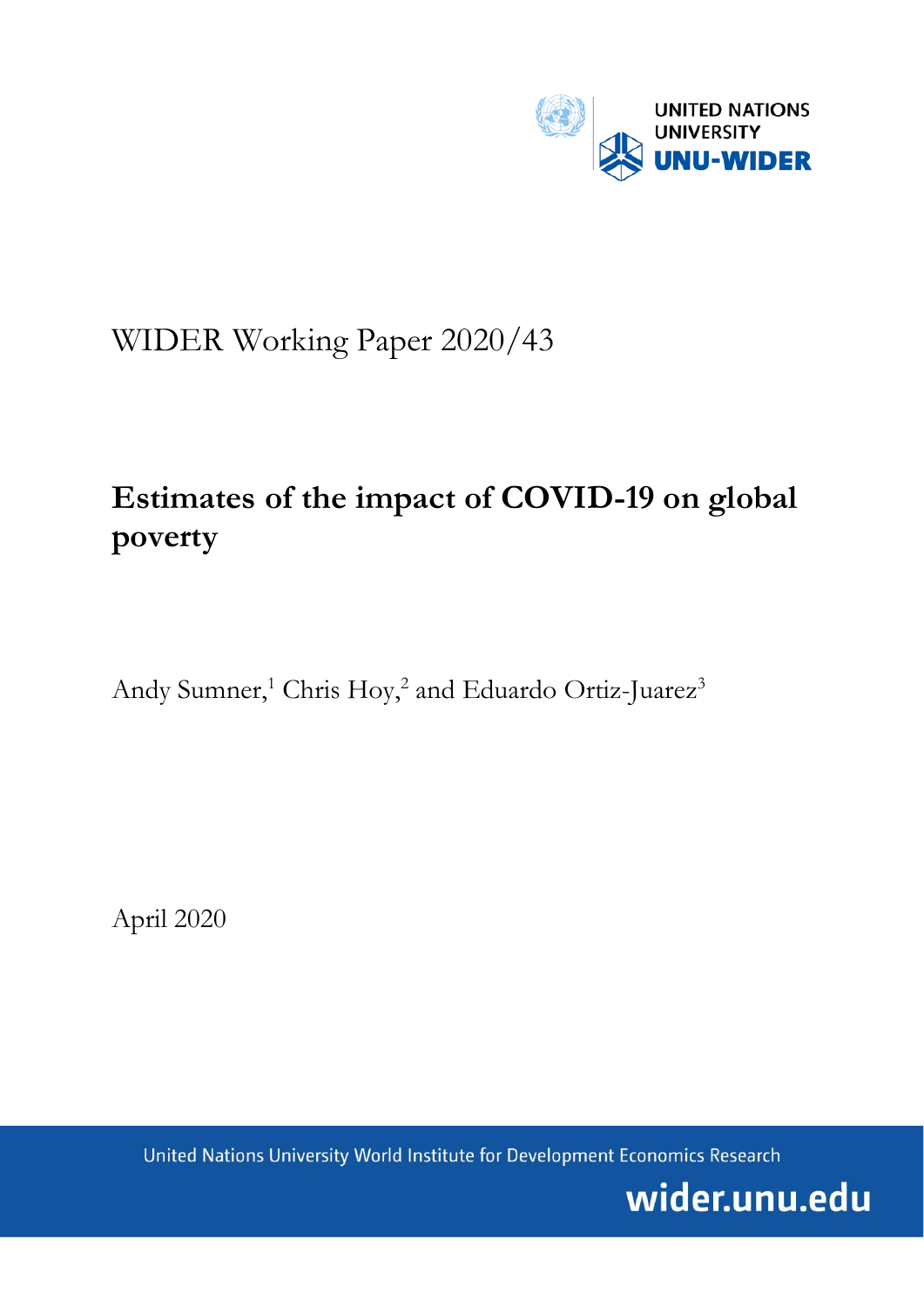UNITED NATIONS UNIVERSITY
UNU-WIDER

WIDER Working Paper 2020/43

# Estimates of the impact of COVID-19 on global poverty

Andy Sumner,[1] Chris Hoy,[2] and Eduardo Ortiz-Juarez[3]

April 2020

United Nations University World Institute for Development Economics Research

wider.unu.edu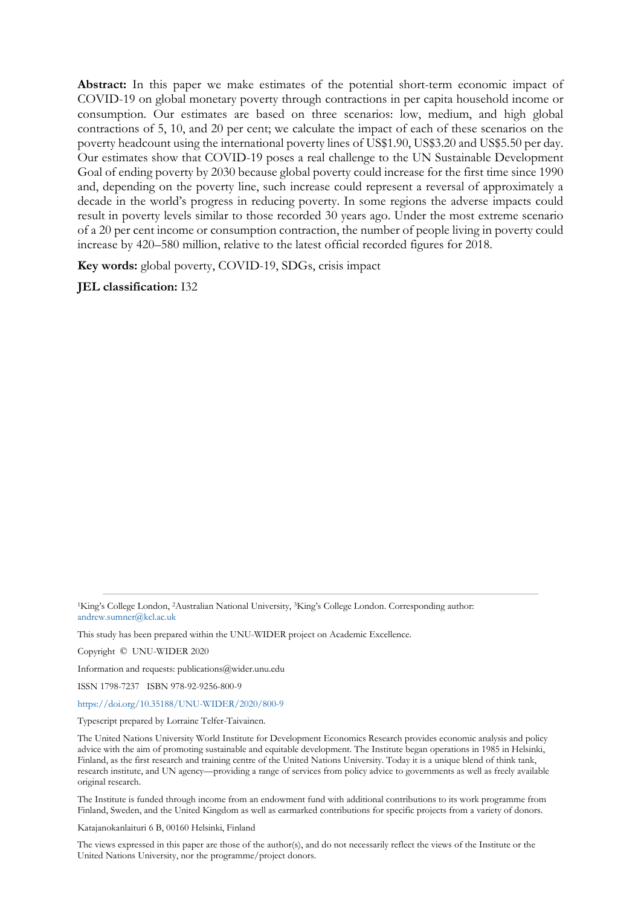**Abstract:** In this paper we make estimates of the potential short-term economic impact of COVID-19 on global monetary poverty through contractions in per capita household income or consumption. Our estimates are based on three scenarios: low, medium, and high global contractions of 5, 10, and 20 per cent; we calculate the impact of each of these scenarios on the poverty headcount using the international poverty lines of US$1.90, US$3.20 and US$5.50 per day. Our estimates show that COVID-19 poses a real challenge to the UN Sustainable Development Goal of ending poverty by 2030 because global poverty could increase for the first time since 1990 and, depending on the poverty line, such increase could represent a reversal of approximately a decade in the world's progress in reducing poverty. In some regions the adverse impacts could result in poverty levels similar to those recorded 30 years ago. Under the most extreme scenario of a 20 per cent income or consumption contraction, the number of people living in poverty could increase by 420–580 million, relative to the latest official recorded figures for 2018.

**Key words:** global poverty, COVID-19, SDGs, crisis impact

**JEL classification:** I32

---

[1]King's College London, [2]Australian National University, [3]King's College London. Corresponding author: andrew.sumner@kcl.ac.uk

This study has been prepared within the UNU-WIDER project on Academic Excellence.

Copyright © UNU-WIDER 2020

Information and requests: publications@wider.unu.edu

ISSN 1798-7237 ISBN 978-92-9256-800-9

https://doi.org/10.35188/UNU-WIDER/2020/800-9

Typescript prepared by Lorraine Telfer-Taivainen.

The United Nations University World Institute for Development Economics Research provides economic analysis and policy advice with the aim of promoting sustainable and equitable development. The Institute began operations in 1985 in Helsinki, Finland, as the first research and training centre of the United Nations University. Today it is a unique blend of think tank, research institute, and UN agency—providing a range of services from policy advice to governments as well as freely available original research.

The Institute is funded through income from an endowment fund with additional contributions to its work programme from Finland, Sweden, and the United Kingdom as well as earmarked contributions for specific projects from a variety of donors.

Katajanokanlaituri 6 B, 00160 Helsinki, Finland

The views expressed in this paper are those of the author(s), and do not necessarily reflect the views of the Institute or the United Nations University, nor the programme/project donors.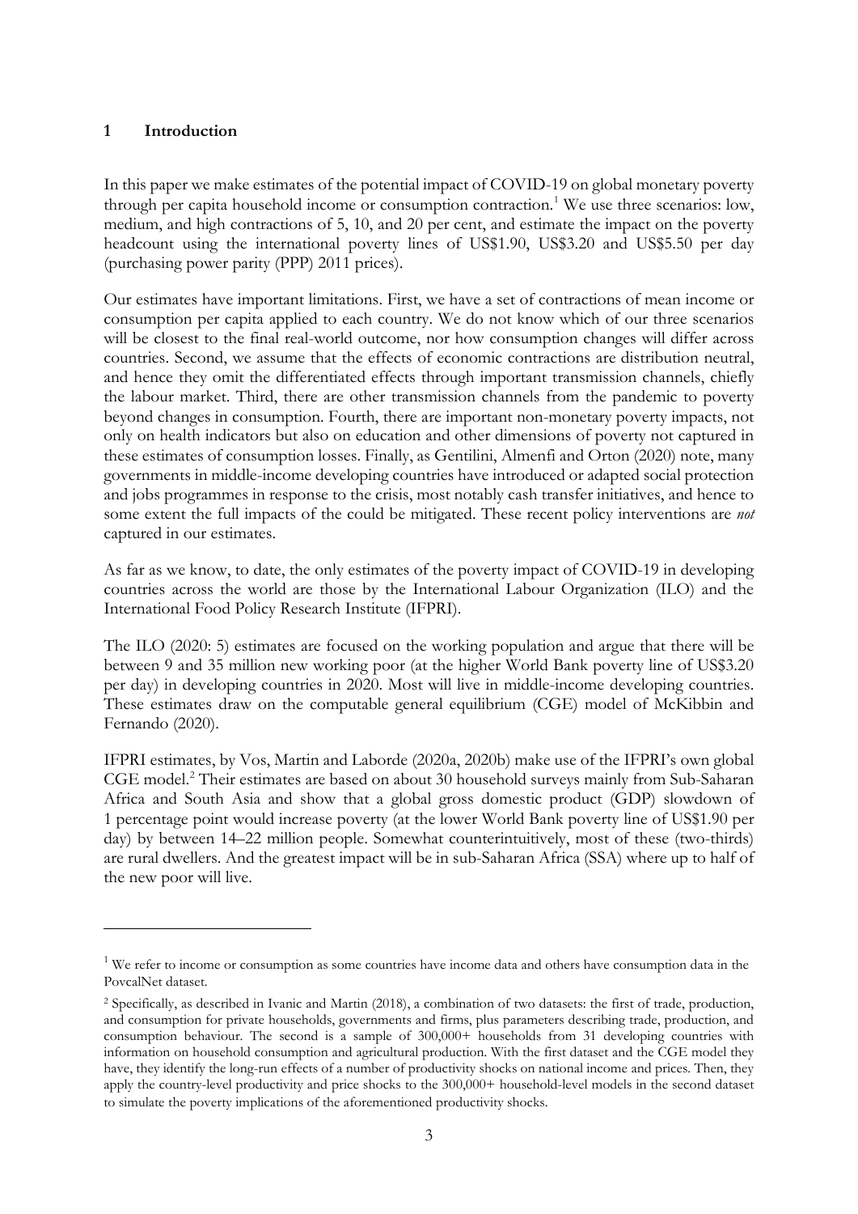## 1 Introduction

In this paper we make estimates of the potential impact of COVID-19 on global monetary poverty through per capita household income or consumption contraction.[1] We use three scenarios: low, medium, and high contractions of 5, 10, and 20 per cent, and estimate the impact on the poverty headcount using the international poverty lines of US$1.90, US$3.20 and US$5.50 per day (purchasing power parity (PPP) 2011 prices).

Our estimates have important limitations. First, we have a set of contractions of mean income or consumption per capita applied to each country. We do not know which of our three scenarios will be closest to the final real-world outcome, nor how consumption changes will differ across countries. Second, we assume that the effects of economic contractions are distribution neutral, and hence they omit the differentiated effects through important transmission channels, chiefly the labour market. Third, there are other transmission channels from the pandemic to poverty beyond changes in consumption. Fourth, there are important non-monetary poverty impacts, not only on health indicators but also on education and other dimensions of poverty not captured in these estimates of consumption losses. Finally, as Gentilini, Almenfi and Orton (2020) note, many governments in middle-income developing countries have introduced or adapted social protection and jobs programmes in response to the crisis, most notably cash transfer initiatives, and hence to some extent the full impacts of the could be mitigated. These recent policy interventions are *not* captured in our estimates.

As far as we know, to date, the only estimates of the poverty impact of COVID-19 in developing countries across the world are those by the International Labour Organization (ILO) and the International Food Policy Research Institute (IFPRI).

The ILO (2020: 5) estimates are focused on the working population and argue that there will be between 9 and 35 million new working poor (at the higher World Bank poverty line of US$3.20 per day) in developing countries in 2020. Most will live in middle-income developing countries. These estimates draw on the computable general equilibrium (CGE) model of McKibbin and Fernando (2020).

IFPRI estimates, by Vos, Martin and Laborde (2020a, 2020b) make use of the IFPRI's own global CGE model.[2] Their estimates are based on about 30 household surveys mainly from Sub-Saharan Africa and South Asia and show that a global gross domestic product (GDP) slowdown of 1 percentage point would increase poverty (at the lower World Bank poverty line of US$1.90 per day) by between 14–22 million people. Somewhat counterintuitively, most of these (two-thirds) are rural dwellers. And the greatest impact will be in sub-Saharan Africa (SSA) where up to half of the new poor will live.

---

[1] We refer to income or consumption as some countries have income data and others have consumption data in the PovcalNet dataset.

[2] Specifically, as described in Ivanic and Martin (2018), a combination of two datasets: the first of trade, production, and consumption for private households, governments and firms, plus parameters describing trade, production, and consumption behaviour. The second is a sample of 300,000+ households from 31 developing countries with information on household consumption and agricultural production. With the first dataset and the CGE model they have, they identify the long-run effects of a number of productivity shocks on national income and prices. Then, they apply the country-level productivity and price shocks to the 300,000+ household-level models in the second dataset to simulate the poverty implications of the aforementioned productivity shocks.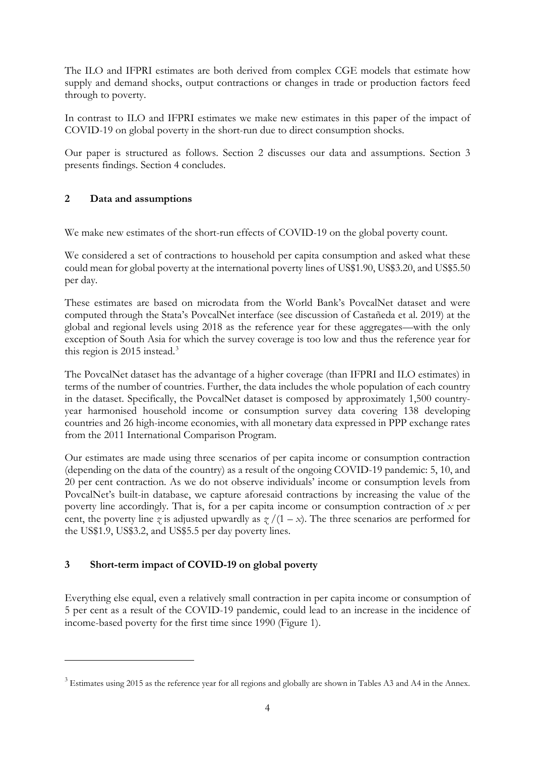The ILO and IFPRI estimates are both derived from complex CGE models that estimate how supply and demand shocks, output contractions or changes in trade or production factors feed through to poverty.

In contrast to ILO and IFPRI estimates we make new estimates in this paper of the impact of COVID-19 on global poverty in the short-run due to direct consumption shocks.

Our paper is structured as follows. Section 2 discusses our data and assumptions. Section 3 presents findings. Section 4 concludes.

## 2 Data and assumptions

We make new estimates of the short-run effects of COVID-19 on the global poverty count.

We considered a set of contractions to household per capita consumption and asked what these could mean for global poverty at the international poverty lines of US$1.90, US$3.20, and US$5.50 per day.

These estimates are based on microdata from the World Bank's PovcalNet dataset and were computed through the Stata's PovcalNet interface (see discussion of Castañeda et al. 2019) at the global and regional levels using 2018 as the reference year for these aggregates—with the only exception of South Asia for which the survey coverage is too low and thus the reference year for this region is 2015 instead.[3]

The PovcalNet dataset has the advantage of a higher coverage (than IFPRI and ILO estimates) in terms of the number of countries. Further, the data includes the whole population of each country in the dataset. Specifically, the PovcalNet dataset is composed by approximately 1,500 country-year harmonised household income or consumption survey data covering 138 developing countries and 26 high-income economies, with all monetary data expressed in PPP exchange rates from the 2011 International Comparison Program.

Our estimates are made using three scenarios of per capita income or consumption contraction (depending on the data of the country) as a result of the ongoing COVID-19 pandemic: 5, 10, and 20 per cent contraction. As we do not observe individuals' income or consumption levels from PovcalNet's built-in database, we capture aforesaid contractions by increasing the value of the poverty line accordingly. That is, for a per capita income or consumption contraction of $x$ per cent, the poverty line $z$ is adjusted upwardly as $z/(1-x)$. The three scenarios are performed for the US$1.9, US$3.2, and US$5.5 per day poverty lines.

## 3 Short-term impact of COVID-19 on global poverty

Everything else equal, even a relatively small contraction in per capita income or consumption of 5 per cent as a result of the COVID-19 pandemic, could lead to an increase in the incidence of income-based poverty for the first time since 1990 (Figure 1).

---

[3] Estimates using 2015 as the reference year for all regions and globally are shown in Tables A3 and A4 in the Annex.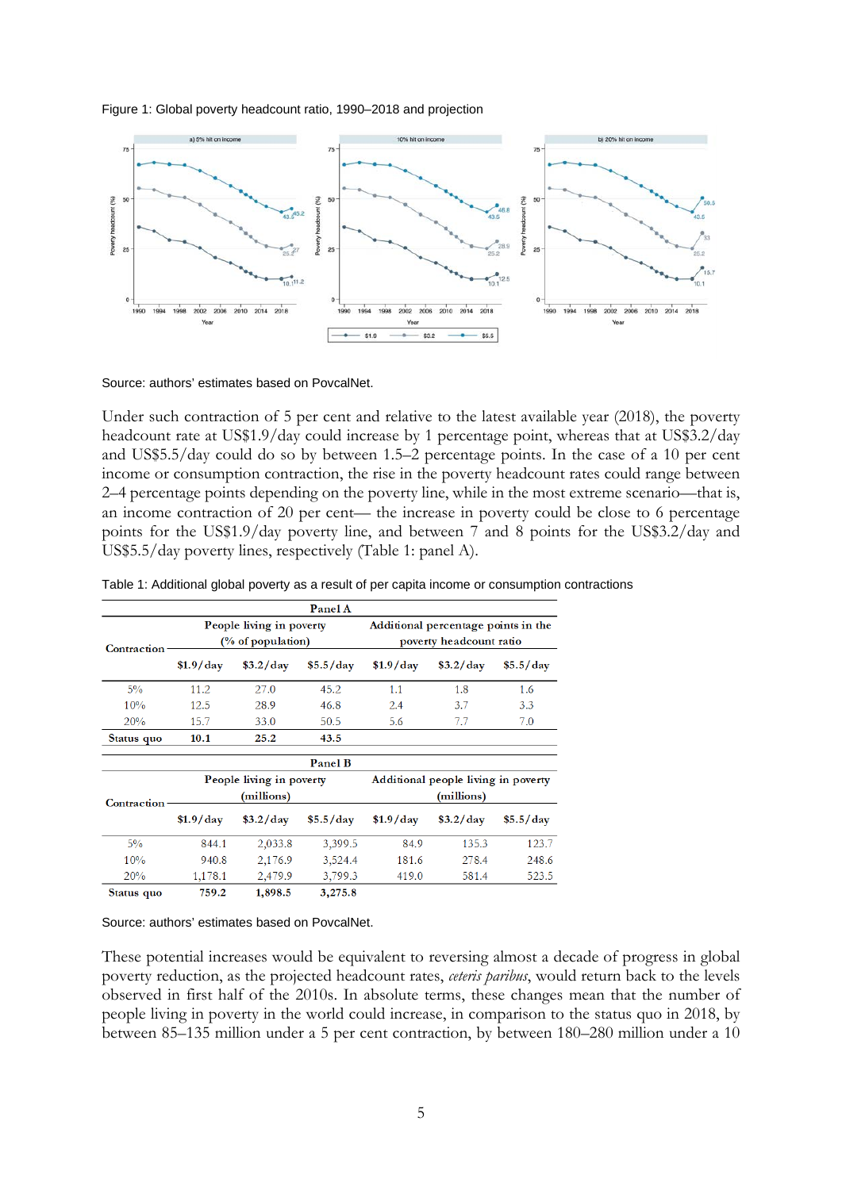Figure 1: Global poverty headcount ratio, 1990–2018 and projection

Source: authors' estimates based on PovcalNet.

Under such contraction of 5 per cent and relative to the latest available year (2018), the poverty headcount rate at US$1.9/day could increase by 1 percentage point, whereas that at US$3.2/day and US$5.5/day could do so by between 1.5–2 percentage points. In the case of a 10 per cent income or consumption contraction, the rise in the poverty headcount rates could range between 2–4 percentage points depending on the poverty line, while in the most extreme scenario—that is, an income contraction of 20 per cent— the increase in poverty could be close to 6 percentage points for the US$1.9/day poverty line, and between 7 and 8 points for the US$3.2/day and US$5.5/day poverty lines, respectively (Table 1: panel A).

Table 1: Additional global poverty as a result of per capita income or consumption contractions

| Panel A | | | | | | |
|---|---|---|---|---|---|---|
| Contraction | People living in poverty (% of population) | | | Additional percentage points in the poverty headcount ratio | | |
| | $1.9/day | $3.2/day | $5.5/day | $1.9/day | $3.2/day | $5.5/day |
| 5% | 11.2 | 27.0 | 45.2 | 1.1 | 1.8 | 1.6 |
| 10% | 12.5 | 28.9 | 46.8 | 2.4 | 3.7 | 3.3 |
| 20% | 15.7 | 33.0 | 50.5 | 5.6 | 7.7 | 7.0 |
| **Status quo** | **10.1** | **25.2** | **43.5** | | | |

| Panel B | | | | | | |
|---|---|---|---|---|---|---|
| Contraction | People living in poverty (millions) | | | Additional people living in poverty (millions) | | |
| | $1.9/day | $3.2/day | $5.5/day | $1.9/day | $3.2/day | $5.5/day |
| 5% | 844.1 | 2,033.8 | 3,399.5 | 84.9 | 135.3 | 123.7 |
| 10% | 940.8 | 2,176.9 | 3,524.4 | 181.6 | 278.4 | 248.6 |
| 20% | 1,178.1 | 2,479.9 | 3,799.3 | 419.0 | 581.4 | 523.5 |
| **Status quo** | **759.2** | **1,898.5** | **3,275.8** | | | |

Source: authors' estimates based on PovcalNet.

These potential increases would be equivalent to reversing almost a decade of progress in global poverty reduction, as the projected headcount rates, *ceteris paribus*, would return back to the levels observed in first half of the 2010s. In absolute terms, these changes mean that the number of people living in poverty in the world could increase, in comparison to the status quo in 2018, by between 85–135 million under a 5 per cent contraction, by between 180–280 million under a 10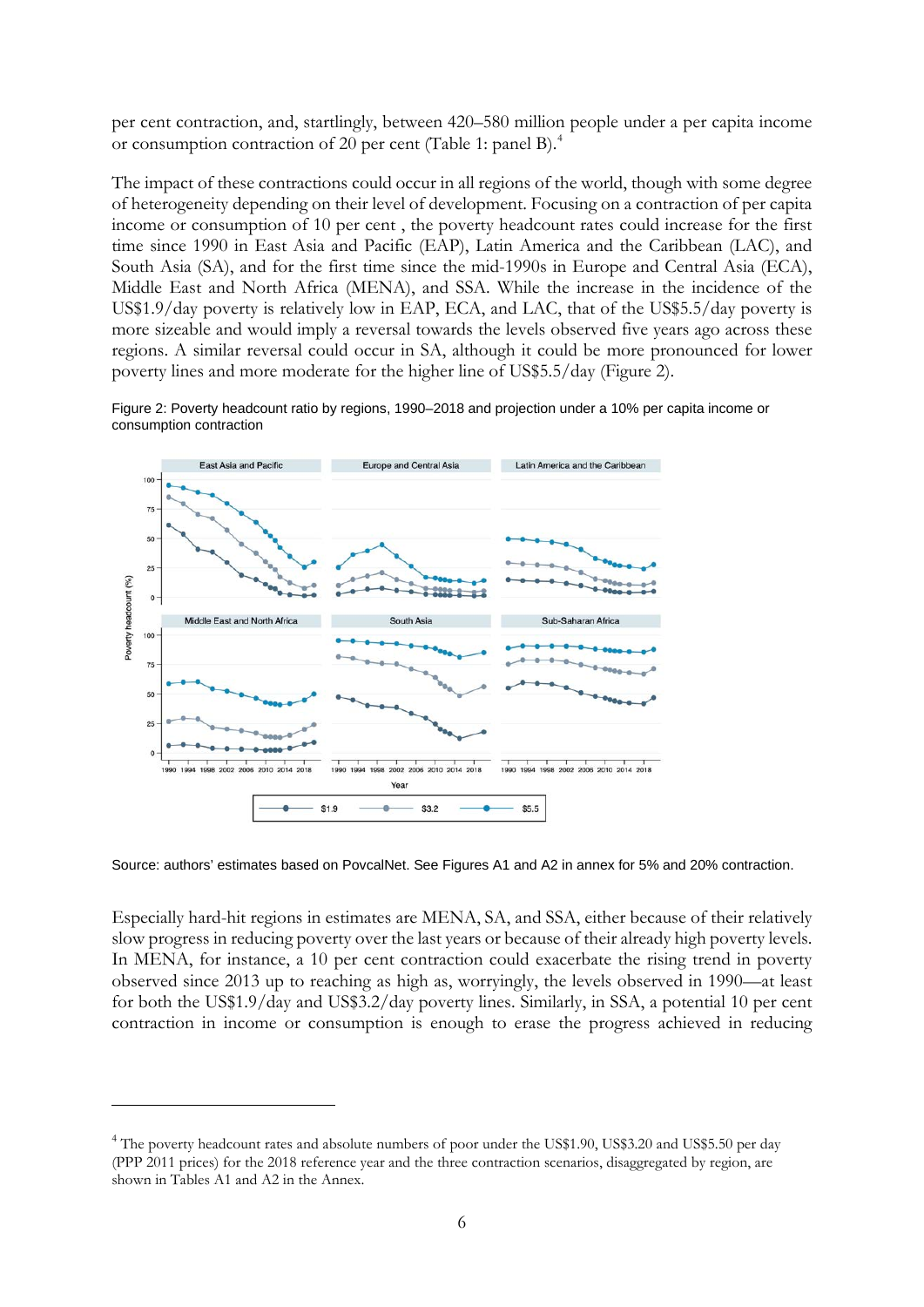per cent contraction, and, startlingly, between 420–580 million people under a per capita income or consumption contraction of 20 per cent (Table 1: panel B).[4]

The impact of these contractions could occur in all regions of the world, though with some degree of heterogeneity depending on their level of development. Focusing on a contraction of per capita income or consumption of 10 per cent , the poverty headcount rates could increase for the first time since 1990 in East Asia and Pacific (EAP), Latin America and the Caribbean (LAC), and South Asia (SA), and for the first time since the mid-1990s in Europe and Central Asia (ECA), Middle East and North Africa (MENA), and SSA. While the increase in the incidence of the US$1.9/day poverty is relatively low in EAP, ECA, and LAC, that of the US$5.5/day poverty is more sizeable and would imply a reversal towards the levels observed five years ago across these regions. A similar reversal could occur in SA, although it could be more pronounced for lower poverty lines and more moderate for the higher line of US$5.5/day (Figure 2).

Figure 2: Poverty headcount ratio by regions, 1990–2018 and projection under a 10% per capita income or consumption contraction

Source: authors' estimates based on PovcalNet. See Figures A1 and A2 in annex for 5% and 20% contraction.

Especially hard-hit regions in estimates are MENA, SA, and SSA, either because of their relatively slow progress in reducing poverty over the last years or because of their already high poverty levels. In MENA, for instance, a 10 per cent contraction could exacerbate the rising trend in poverty observed since 2013 up to reaching as high as, worryingly, the levels observed in 1990—at least for both the US$1.9/day and US$3.2/day poverty lines. Similarly, in SSA, a potential 10 per cent contraction in income or consumption is enough to erase the progress achieved in reducing

[4] The poverty headcount rates and absolute numbers of poor under the US$1.90, US$3.20 and US$5.50 per day (PPP 2011 prices) for the 2018 reference year and the three contraction scenarios, disaggregated by region, are shown in Tables A1 and A2 in the Annex.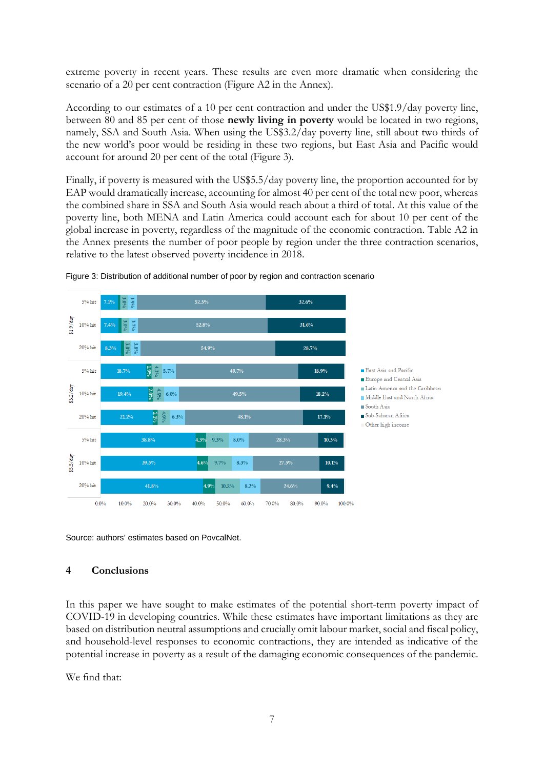extreme poverty in recent years. These results are even more dramatic when considering the scenario of a 20 per cent contraction (Figure A2 in the Annex).

According to our estimates of a 10 per cent contraction and under the US$1.9/day poverty line, between 80 and 85 per cent of those **newly living in poverty** would be located in two regions, namely, SSA and South Asia. When using the US$3.2/day poverty line, still about two thirds of the new world's poor would be residing in these two regions, but East Asia and Pacific would account for around 20 per cent of the total (Figure 3).

Finally, if poverty is measured with the US$5.5/day poverty line, the proportion accounted for by EAP would dramatically increase, accounting for almost 40 per cent of the total new poor, whereas the combined share in SSA and South Asia would reach about a third of total. At this value of the poverty line, both MENA and Latin America could account each for about 10 per cent of the global increase in poverty, regardless of the magnitude of the economic contraction. Table A2 in the Annex presents the number of poor people by region under the three contraction scenarios, relative to the latest observed poverty incidence in 2018.

Figure 3: Distribution of additional number of poor by region and contraction scenario

| Poverty line | Scenario | East Asia and Pacific | Europe and Central Asia | Latin America and the Caribbean | Middle East and North Africa | South Asia | Sub-Saharan Africa |
|---|---|---|---|---|---|---|---|
| $1.9/day | 5% hit | 7.1% | | 3.0% | 3.9% | 52.5% | 32.6% |
| | 10% hit | 7.4% | | 3.0% | 3.7% | 52.8% | 31.6% |
| | 20% hit | 8.3% | | 3.0% | 3.8% | 54.9% | 28.7% |
| $3.2/day | 5% hit | 18.7% | 1.9% | 4.3% | 5.7% | 49.7% | 18.9% |
| | 10% hit | 19.4% | 2.0% | 4.5% | 6.0% | 49.5% | 18.2% |
| | 20% hit | 21.2% | 2.1% | 4.9% | 6.3% | 48.1% | 17.1% |
| $5.5/day | 5% hit | 38.8% | 4.3% | 9.3% | 8.0% | 28.3% | 10.3% |
| | 10% hit | 39.3% | 4.6% | 9.7% | 8.3% | 27.3% | 10.1% |
| | 20% hit | 41.8% | 4.9% | 10.2% | 8.2% | 24.6% | 9.4% |

Legend: East Asia and Pacific; Europe and Central Asia; Latin America and the Caribbean; Middle East and North Africa; South Asia; Sub-Saharan Africa; Other high income

Source: authors' estimates based on PovcalNet.

## 4 Conclusions

In this paper we have sought to make estimates of the potential short-term poverty impact of COVID-19 in developing countries. While these estimates have important limitations as they are based on distribution neutral assumptions and crucially omit labour market, social and fiscal policy, and household-level responses to economic contractions, they are intended as indicative of the potential increase in poverty as a result of the damaging economic consequences of the pandemic.

We find that: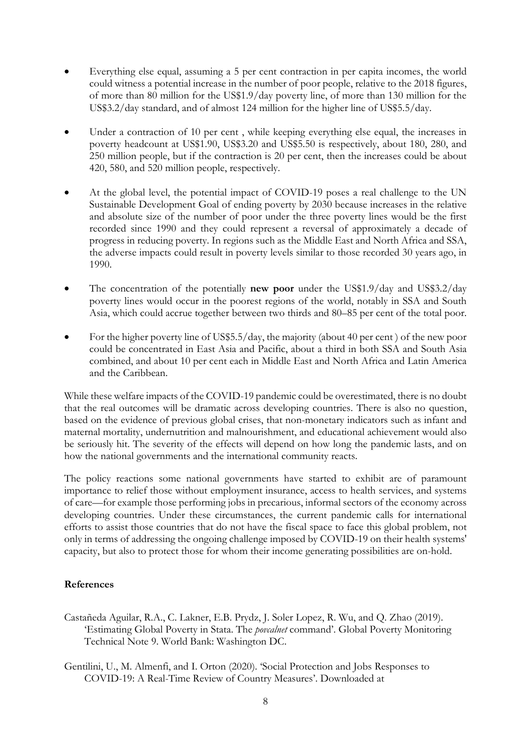- Everything else equal, assuming a 5 per cent contraction in per capita incomes, the world could witness a potential increase in the number of poor people, relative to the 2018 figures, of more than 80 million for the US$1.9/day poverty line, of more than 130 million for the US$3.2/day standard, and of almost 124 million for the higher line of US$5.5/day.

- Under a contraction of 10 per cent , while keeping everything else equal, the increases in poverty headcount at US$1.90, US$3.20 and US$5.50 is respectively, about 180, 280, and 250 million people, but if the contraction is 20 per cent, then the increases could be about 420, 580, and 520 million people, respectively.

- At the global level, the potential impact of COVID-19 poses a real challenge to the UN Sustainable Development Goal of ending poverty by 2030 because increases in the relative and absolute size of the number of poor under the three poverty lines would be the first recorded since 1990 and they could represent a reversal of approximately a decade of progress in reducing poverty. In regions such as the Middle East and North Africa and SSA, the adverse impacts could result in poverty levels similar to those recorded 30 years ago, in 1990.

- The concentration of the potentially **new poor** under the US$1.9/day and US$3.2/day poverty lines would occur in the poorest regions of the world, notably in SSA and South Asia, which could accrue together between two thirds and 80–85 per cent of the total poor.

- For the higher poverty line of US$5.5/day, the majority (about 40 per cent ) of the new poor could be concentrated in East Asia and Pacific, about a third in both SSA and South Asia combined, and about 10 per cent each in Middle East and North Africa and Latin America and the Caribbean.

While these welfare impacts of the COVID-19 pandemic could be overestimated, there is no doubt that the real outcomes will be dramatic across developing countries. There is also no question, based on the evidence of previous global crises, that non-monetary indicators such as infant and maternal mortality, undernutrition and malnourishment, and educational achievement would also be seriously hit. The severity of the effects will depend on how long the pandemic lasts, and on how the national governments and the international community reacts.

The policy reactions some national governments have started to exhibit are of paramount importance to relief those without employment insurance, access to health services, and systems of care—for example those performing jobs in precarious, informal sectors of the economy across developing countries. Under these circumstances, the current pandemic calls for international efforts to assist those countries that do not have the fiscal space to face this global problem, not only in terms of addressing the ongoing challenge imposed by COVID-19 on their health systems' capacity, but also to protect those for whom their income generating possibilities are on-hold.

**References**

Castañeda Aguilar, R.A., C. Lakner, E.B. Prydz, J. Soler Lopez, R. Wu, and Q. Zhao (2019). 'Estimating Global Poverty in Stata. The *povcalnet* command'. Global Poverty Monitoring Technical Note 9. World Bank: Washington DC.

Gentilini, U., M. Almenfi, and I. Orton (2020). 'Social Protection and Jobs Responses to COVID-19: A Real-Time Review of Country Measures'. Downloaded at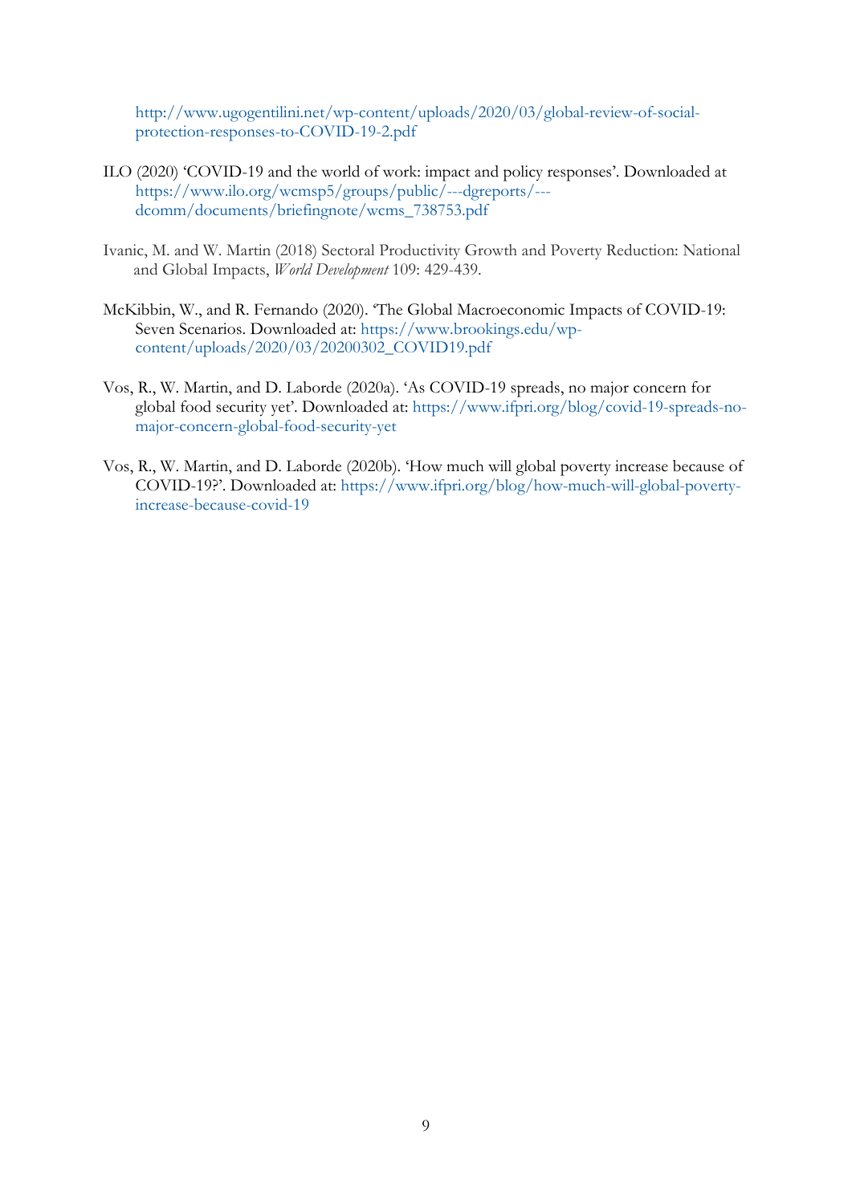http://www.ugogentilini.net/wp-content/uploads/2020/03/global-review-of-social-protection-responses-to-COVID-19-2.pdf

ILO (2020) 'COVID-19 and the world of work: impact and policy responses'. Downloaded at https://www.ilo.org/wcmsp5/groups/public/---dgreports/---dcomm/documents/briefingnote/wcms_738753.pdf

Ivanic, M. and W. Martin (2018) Sectoral Productivity Growth and Poverty Reduction: National and Global Impacts, *World Development* 109: 429-439.

McKibbin, W., and R. Fernando (2020). 'The Global Macroeconomic Impacts of COVID-19: Seven Scenarios. Downloaded at: https://www.brookings.edu/wp-content/uploads/2020/03/20200302_COVID19.pdf

Vos, R., W. Martin, and D. Laborde (2020a). 'As COVID-19 spreads, no major concern for global food security yet'. Downloaded at: https://www.ifpri.org/blog/covid-19-spreads-no-major-concern-global-food-security-yet

Vos, R., W. Martin, and D. Laborde (2020b). 'How much will global poverty increase because of COVID-19?'. Downloaded at: https://www.ifpri.org/blog/how-much-will-global-poverty-increase-because-covid-19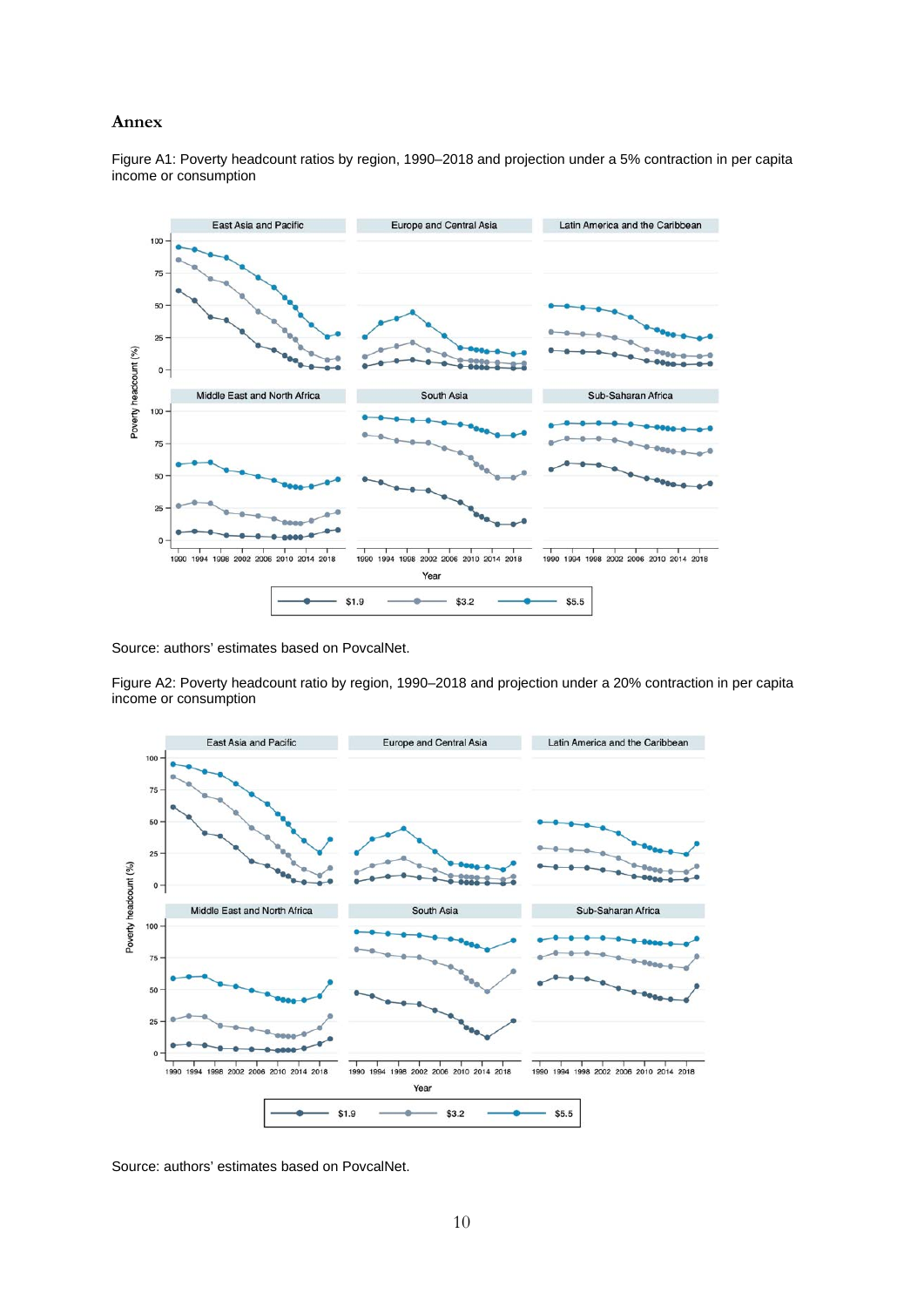## Annex

Figure A1: Poverty headcount ratios by region, 1990–2018 and projection under a 5% contraction in per capita income or consumption

Source: authors' estimates based on PovcalNet.

Figure A2: Poverty headcount ratio by region, 1990–2018 and projection under a 20% contraction in per capita income or consumption

Source: authors' estimates based on PovcalNet.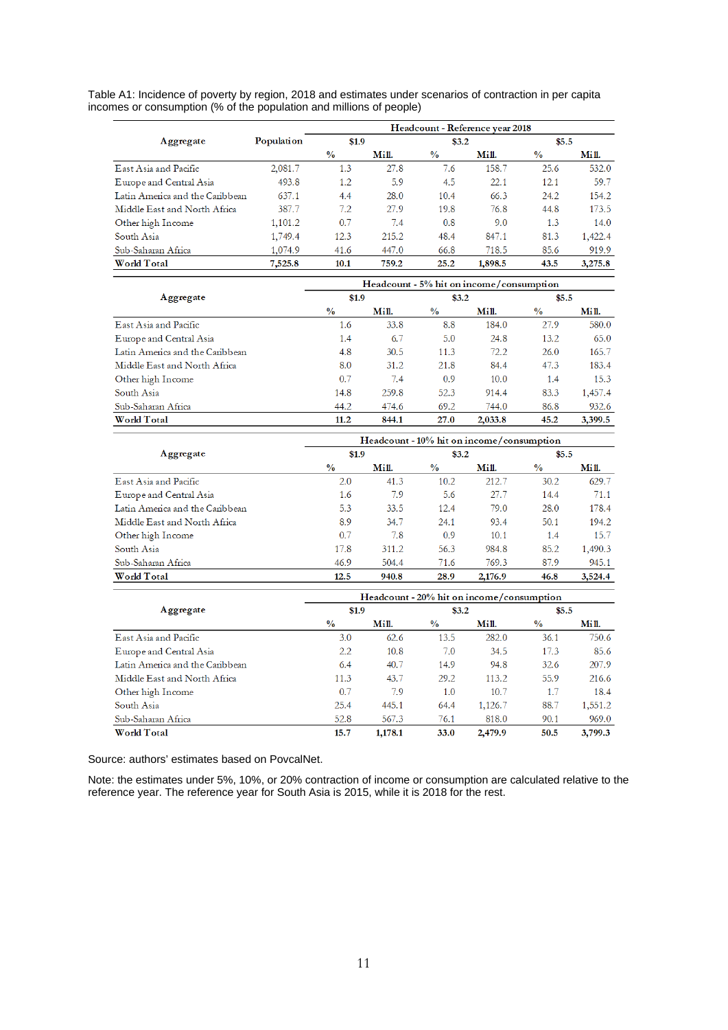Table A1: Incidence of poverty by region, 2018 and estimates under scenarios of contraction in per capita incomes or consumption (% of the population and millions of people)

| Aggregate | Population | Headcount - Reference year 2018 | | | | | |
|---|---|---|---|---|---|---|---|
| | | $1.9 | | $3.2 | | $5.5 | |
| | | % | Mill. | % | Mill. | % | Mill. |
| East Asia and Pacific | 2,081.7 | 1.3 | 27.8 | 7.6 | 158.7 | 25.6 | 532.0 |
| Europe and Central Asia | 493.8 | 1.2 | 5.9 | 4.5 | 22.1 | 12.1 | 59.7 |
| Latin America and the Caribbean | 637.1 | 4.4 | 28.0 | 10.4 | 66.3 | 24.2 | 154.2 |
| Middle East and North Africa | 387.7 | 7.2 | 27.9 | 19.8 | 76.8 | 44.8 | 173.5 |
| Other high Income | 1,101.2 | 0.7 | 7.4 | 0.8 | 9.0 | 1.3 | 14.0 |
| South Asia | 1,749.4 | 12.3 | 215.2 | 48.4 | 847.1 | 81.3 | 1,422.4 |
| Sub-Saharan Africa | 1,074.9 | 41.6 | 447.0 | 66.8 | 718.5 | 85.6 | 919.9 |
| **World Total** | **7,525.8** | **10.1** | **759.2** | **25.2** | **1,898.5** | **43.5** | **3,275.8** |

| Aggregate | Headcount - 5% hit on income/consumption | | | | | |
|---|---|---|---|---|---|---|
| | $1.9 | | $3.2 | | $5.5 | |
| | % | Mill. | % | Mill. | % | Mill. |
| East Asia and Pacific | 1.6 | 33.8 | 8.8 | 184.0 | 27.9 | 580.0 |
| Europe and Central Asia | 1.4 | 6.7 | 5.0 | 24.8 | 13.2 | 65.0 |
| Latin America and the Caribbean | 4.8 | 30.5 | 11.3 | 72.2 | 26.0 | 165.7 |
| Middle East and North Africa | 8.0 | 31.2 | 21.8 | 84.4 | 47.3 | 183.4 |
| Other high Income | 0.7 | 7.4 | 0.9 | 10.0 | 1.4 | 15.3 |
| South Asia | 14.8 | 259.8 | 52.3 | 914.4 | 83.3 | 1,457.4 |
| Sub-Saharan Africa | 44.2 | 474.6 | 69.2 | 744.0 | 86.8 | 932.6 |
| **World Total** | **11.2** | **844.1** | **27.0** | **2,033.8** | **45.2** | **3,399.5** |

| Aggregate | Headcount - 10% hit on income/consumption | | | | | |
|---|---|---|---|---|---|---|
| | $1.9 | | $3.2 | | $5.5 | |
| | % | Mill. | % | Mill. | % | Mill. |
| East Asia and Pacific | 2.0 | 41.3 | 10.2 | 212.7 | 30.2 | 629.7 |
| Europe and Central Asia | 1.6 | 7.9 | 5.6 | 27.7 | 14.4 | 71.1 |
| Latin America and the Caribbean | 5.3 | 33.5 | 12.4 | 79.0 | 28.0 | 178.4 |
| Middle East and North Africa | 8.9 | 34.7 | 24.1 | 93.4 | 50.1 | 194.2 |
| Other high Income | 0.7 | 7.8 | 0.9 | 10.1 | 1.4 | 15.7 |
| South Asia | 17.8 | 311.2 | 56.3 | 984.8 | 85.2 | 1,490.3 |
| Sub-Saharan Africa | 46.9 | 504.4 | 71.6 | 769.3 | 87.9 | 945.1 |
| **World Total** | **12.5** | **940.8** | **28.9** | **2,176.9** | **46.8** | **3,524.4** |

| Aggregate | Headcount - 20% hit on income/consumption | | | | | |
|---|---|---|---|---|---|---|
| | $1.9 | | $3.2 | | $5.5 | |
| | % | Mill. | % | Mill. | % | Mill. |
| East Asia and Pacific | 3.0 | 62.6 | 13.5 | 282.0 | 36.1 | 750.6 |
| Europe and Central Asia | 2.2 | 10.8 | 7.0 | 34.5 | 17.3 | 85.6 |
| Latin America and the Caribbean | 6.4 | 40.7 | 14.9 | 94.8 | 32.6 | 207.9 |
| Middle East and North Africa | 11.3 | 43.7 | 29.2 | 113.2 | 55.9 | 216.6 |
| Other high Income | 0.7 | 7.9 | 1.0 | 10.7 | 1.7 | 18.4 |
| South Asia | 25.4 | 445.1 | 64.4 | 1,126.7 | 88.7 | 1,551.2 |
| Sub-Saharan Africa | 52.8 | 567.3 | 76.1 | 818.0 | 90.1 | 969.0 |
| **World Total** | **15.7** | **1,178.1** | **33.0** | **2,479.9** | **50.5** | **3,799.3** |

Source: authors' estimates based on PovcalNet.

Note: the estimates under 5%, 10%, or 20% contraction of income or consumption are calculated relative to the reference year. The reference year for South Asia is 2015, while it is 2018 for the rest.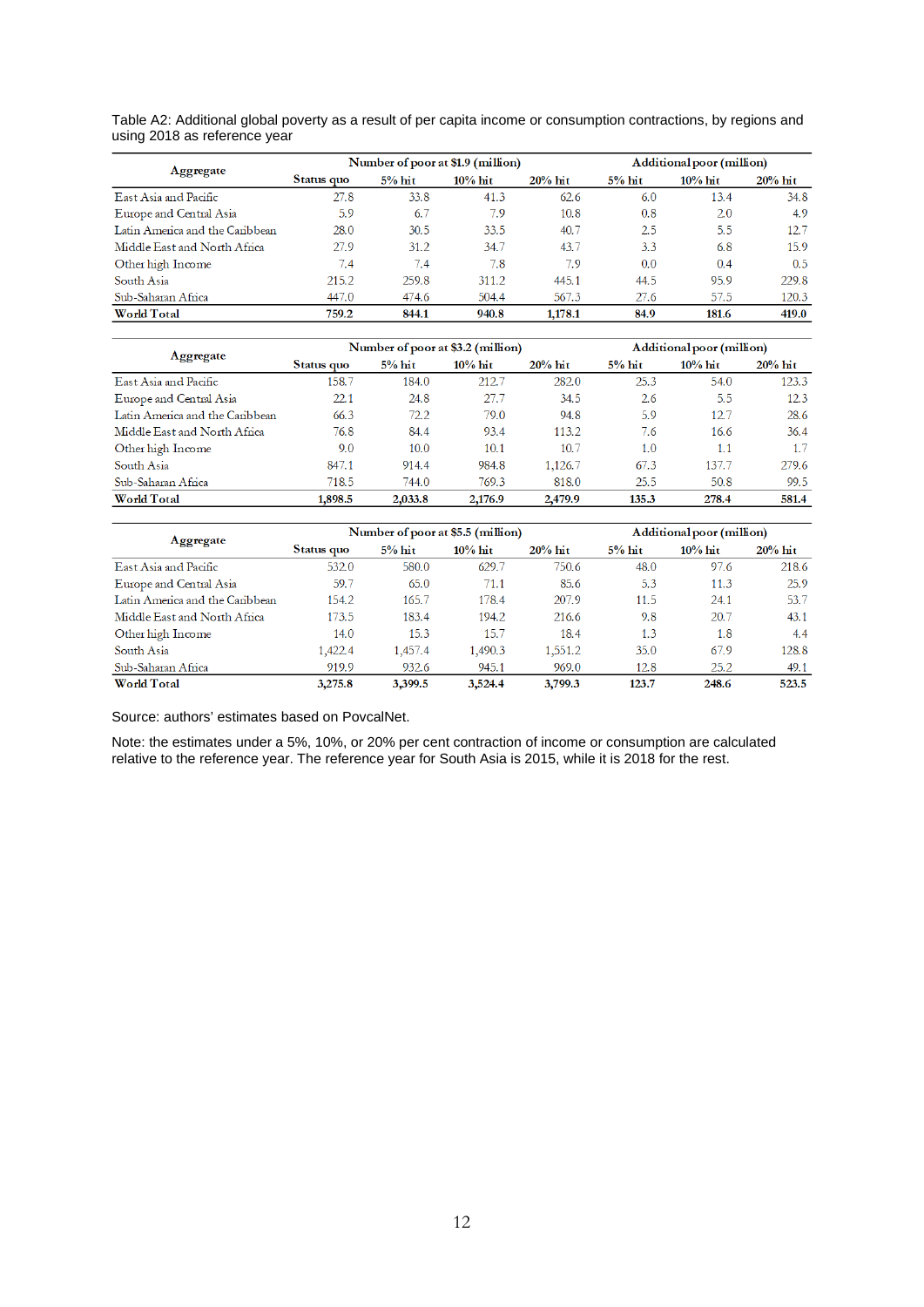Table A2: Additional global poverty as a result of per capita income or consumption contractions, by regions and using 2018 as reference year

| Aggregate | Number of poor at \$1.9 (million) | | | | Additional poor (million) | | |
|---|---|---|---|---|---|---|---|
| | Status quo | 5% hit | 10% hit | 20% hit | 5% hit | 10% hit | 20% hit |
| East Asia and Pacific | 27.8 | 33.8 | 41.3 | 62.6 | 6.0 | 13.4 | 34.8 |
| Europe and Central Asia | 5.9 | 6.7 | 7.9 | 10.8 | 0.8 | 2.0 | 4.9 |
| Latin America and the Caribbean | 28.0 | 30.5 | 33.5 | 40.7 | 2.5 | 5.5 | 12.7 |
| Middle East and North Africa | 27.9 | 31.2 | 34.7 | 43.7 | 3.3 | 6.8 | 15.9 |
| Other high Income | 7.4 | 7.4 | 7.8 | 7.9 | 0.0 | 0.4 | 0.5 |
| South Asia | 215.2 | 259.8 | 311.2 | 445.1 | 44.5 | 95.9 | 229.8 |
| Sub-Saharan Africa | 447.0 | 474.6 | 504.4 | 567.3 | 27.6 | 57.5 | 120.3 |
| **World Total** | **759.2** | **844.1** | **940.8** | **1,178.1** | **84.9** | **181.6** | **419.0** |

| Aggregate | Number of poor at \$3.2 (million) | | | | Additional poor (million) | | |
|---|---|---|---|---|---|---|---|
| | Status quo | 5% hit | 10% hit | 20% hit | 5% hit | 10% hit | 20% hit |
| East Asia and Pacific | 158.7 | 184.0 | 212.7 | 282.0 | 25.3 | 54.0 | 123.3 |
| Europe and Central Asia | 22.1 | 24.8 | 27.7 | 34.5 | 2.6 | 5.5 | 12.3 |
| Latin America and the Caribbean | 66.3 | 72.2 | 79.0 | 94.8 | 5.9 | 12.7 | 28.6 |
| Middle East and North Africa | 76.8 | 84.4 | 93.4 | 113.2 | 7.6 | 16.6 | 36.4 |
| Other high Income | 9.0 | 10.0 | 10.1 | 10.7 | 1.0 | 1.1 | 1.7 |
| South Asia | 847.1 | 914.4 | 984.8 | 1,126.7 | 67.3 | 137.7 | 279.6 |
| Sub-Saharan Africa | 718.5 | 744.0 | 769.3 | 818.0 | 25.5 | 50.8 | 99.5 |
| **World Total** | **1,898.5** | **2,033.8** | **2,176.9** | **2,479.9** | **135.3** | **278.4** | **581.4** |

| Aggregate | Number of poor at \$5.5 (million) | | | | Additional poor (million) | | |
|---|---|---|---|---|---|---|---|
| | Status quo | 5% hit | 10% hit | 20% hit | 5% hit | 10% hit | 20% hit |
| East Asia and Pacific | 532.0 | 580.0 | 629.7 | 750.6 | 48.0 | 97.6 | 218.6 |
| Europe and Central Asia | 59.7 | 65.0 | 71.1 | 85.6 | 5.3 | 11.3 | 25.9 |
| Latin America and the Caribbean | 154.2 | 165.7 | 178.4 | 207.9 | 11.5 | 24.1 | 53.7 |
| Middle East and North Africa | 173.5 | 183.4 | 194.2 | 216.6 | 9.8 | 20.7 | 43.1 |
| Other high Income | 14.0 | 15.3 | 15.7 | 18.4 | 1.3 | 1.8 | 4.4 |
| South Asia | 1,422.4 | 1,457.4 | 1,490.3 | 1,551.2 | 35.0 | 67.9 | 128.8 |
| Sub-Saharan Africa | 919.9 | 932.6 | 945.1 | 969.0 | 12.8 | 25.2 | 49.1 |
| **World Total** | **3,275.8** | **3,399.5** | **3,524.4** | **3,799.3** | **123.7** | **248.6** | **523.5** |

Source: authors' estimates based on PovcalNet.

Note: the estimates under a 5%, 10%, or 20% per cent contraction of income or consumption are calculated relative to the reference year. The reference year for South Asia is 2015, while it is 2018 for the rest.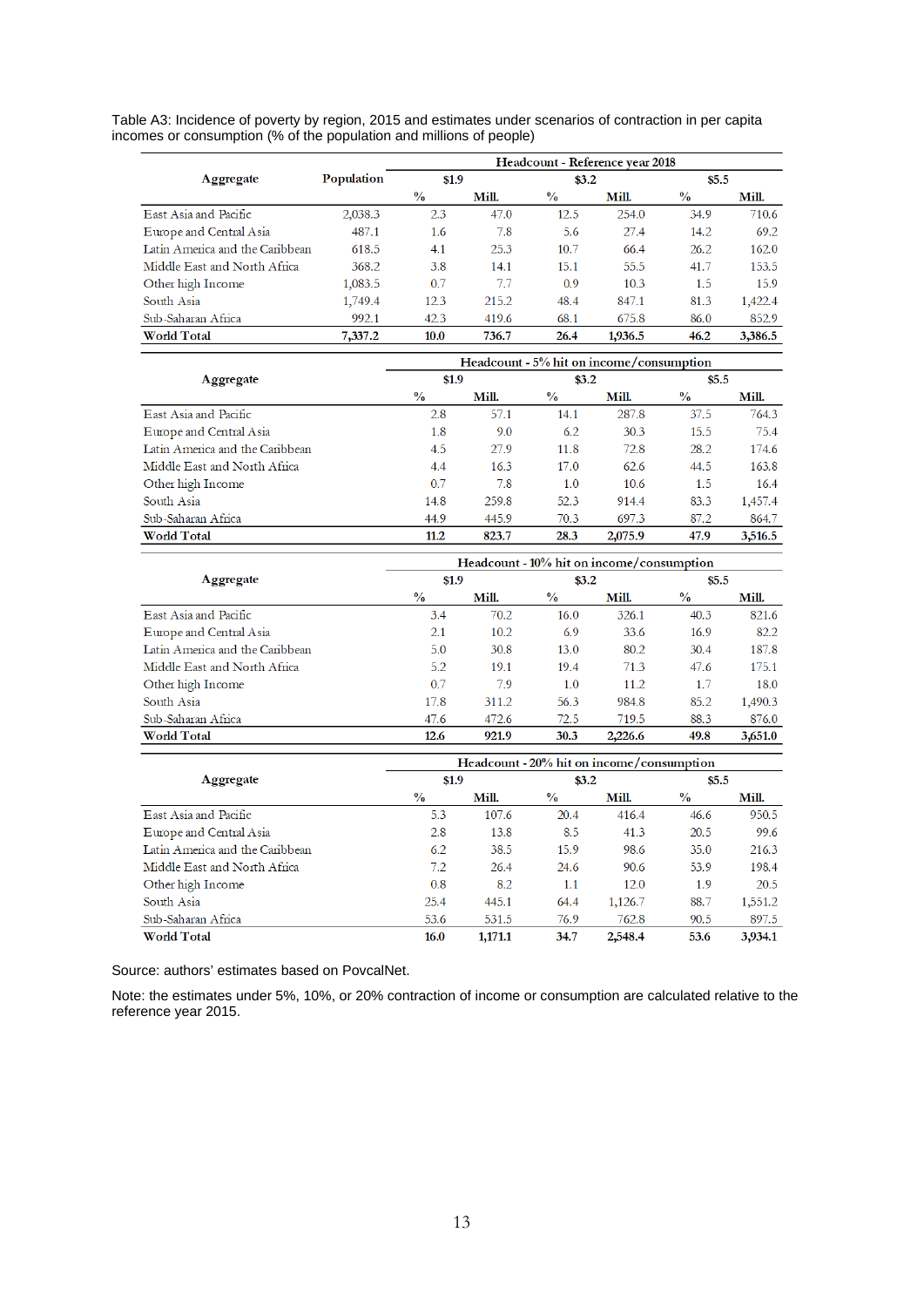Table A3: Incidence of poverty by region, 2015 and estimates under scenarios of contraction in per capita incomes or consumption (% of the population and millions of people)

| Aggregate | Population | Headcount - Reference year 2018 | | | | | |
|---|---|---|---|---|---|---|---|
| | | $1.9 | | $3.2 | | $5.5 | |
| | | % | Mill. | % | Mill. | % | Mill. |
| East Asia and Pacific | 2,038.3 | 2.3 | 47.0 | 12.5 | 254.0 | 34.9 | 710.6 |
| Europe and Central Asia | 487.1 | 1.6 | 7.8 | 5.6 | 27.4 | 14.2 | 69.2 |
| Latin America and the Caribbean | 618.5 | 4.1 | 25.3 | 10.7 | 66.4 | 26.2 | 162.0 |
| Middle East and North Africa | 368.2 | 3.8 | 14.1 | 15.1 | 55.5 | 41.7 | 153.5 |
| Other high Income | 1,083.5 | 0.7 | 7.7 | 0.9 | 10.3 | 1.5 | 15.9 |
| South Asia | 1,749.4 | 12.3 | 215.2 | 48.4 | 847.1 | 81.3 | 1,422.4 |
| Sub-Saharan Africa | 992.1 | 42.3 | 419.6 | 68.1 | 675.8 | 86.0 | 852.9 |
| **World Total** | **7,337.2** | **10.0** | **736.7** | **26.4** | **1,936.5** | **46.2** | **3,386.5** |

| Aggregate | Headcount - 5% hit on income/consumption | | | | | |
|---|---|---|---|---|---|---|
| | $1.9 | | $3.2 | | $5.5 | |
| | % | Mill. | % | Mill. | % | Mill. |
| East Asia and Pacific | 2.8 | 57.1 | 14.1 | 287.8 | 37.5 | 764.3 |
| Europe and Central Asia | 1.8 | 9.0 | 6.2 | 30.3 | 15.5 | 75.4 |
| Latin America and the Caribbean | 4.5 | 27.9 | 11.8 | 72.8 | 28.2 | 174.6 |
| Middle East and North Africa | 4.4 | 16.3 | 17.0 | 62.6 | 44.5 | 163.8 |
| Other high Income | 0.7 | 7.8 | 1.0 | 10.6 | 1.5 | 16.4 |
| South Asia | 14.8 | 259.8 | 52.3 | 914.4 | 83.3 | 1,457.4 |
| Sub-Saharan Africa | 44.9 | 445.9 | 70.3 | 697.3 | 87.2 | 864.7 |
| **World Total** | **11.2** | **823.7** | **28.3** | **2,075.9** | **47.9** | **3,516.5** |

| Aggregate | Headcount - 10% hit on income/consumption | | | | | |
|---|---|---|---|---|---|---|
| | $1.9 | | $3.2 | | $5.5 | |
| | % | Mill. | % | Mill. | % | Mill. |
| East Asia and Pacific | 3.4 | 70.2 | 16.0 | 326.1 | 40.3 | 821.6 |
| Europe and Central Asia | 2.1 | 10.2 | 6.9 | 33.6 | 16.9 | 82.2 |
| Latin America and the Caribbean | 5.0 | 30.8 | 13.0 | 80.2 | 30.4 | 187.8 |
| Middle East and North Africa | 5.2 | 19.1 | 19.4 | 71.3 | 47.6 | 175.1 |
| Other high Income | 0.7 | 7.9 | 1.0 | 11.2 | 1.7 | 18.0 |
| South Asia | 17.8 | 311.2 | 56.3 | 984.8 | 85.2 | 1,490.3 |
| Sub-Saharan Africa | 47.6 | 472.6 | 72.5 | 719.5 | 88.3 | 876.0 |
| **World Total** | **12.6** | **921.9** | **30.3** | **2,226.6** | **49.8** | **3,651.0** |

| Aggregate | Headcount - 20% hit on income/consumption | | | | | |
|---|---|---|---|---|---|---|
| | $1.9 | | $3.2 | | $5.5 | |
| | % | Mill. | % | Mill. | % | Mill. |
| East Asia and Pacific | 5.3 | 107.6 | 20.4 | 416.4 | 46.6 | 950.5 |
| Europe and Central Asia | 2.8 | 13.8 | 8.5 | 41.3 | 20.5 | 99.6 |
| Latin America and the Caribbean | 6.2 | 38.5 | 15.9 | 98.6 | 35.0 | 216.3 |
| Middle East and North Africa | 7.2 | 26.4 | 24.6 | 90.6 | 53.9 | 198.4 |
| Other high Income | 0.8 | 8.2 | 1.1 | 12.0 | 1.9 | 20.5 |
| South Asia | 25.4 | 445.1 | 64.4 | 1,126.7 | 88.7 | 1,551.2 |
| Sub-Saharan Africa | 53.6 | 531.5 | 76.9 | 762.8 | 90.5 | 897.5 |
| **World Total** | **16.0** | **1,171.1** | **34.7** | **2,548.4** | **53.6** | **3,934.1** |

Source: authors' estimates based on PovcalNet.

Note: the estimates under 5%, 10%, or 20% contraction of income or consumption are calculated relative to the reference year 2015.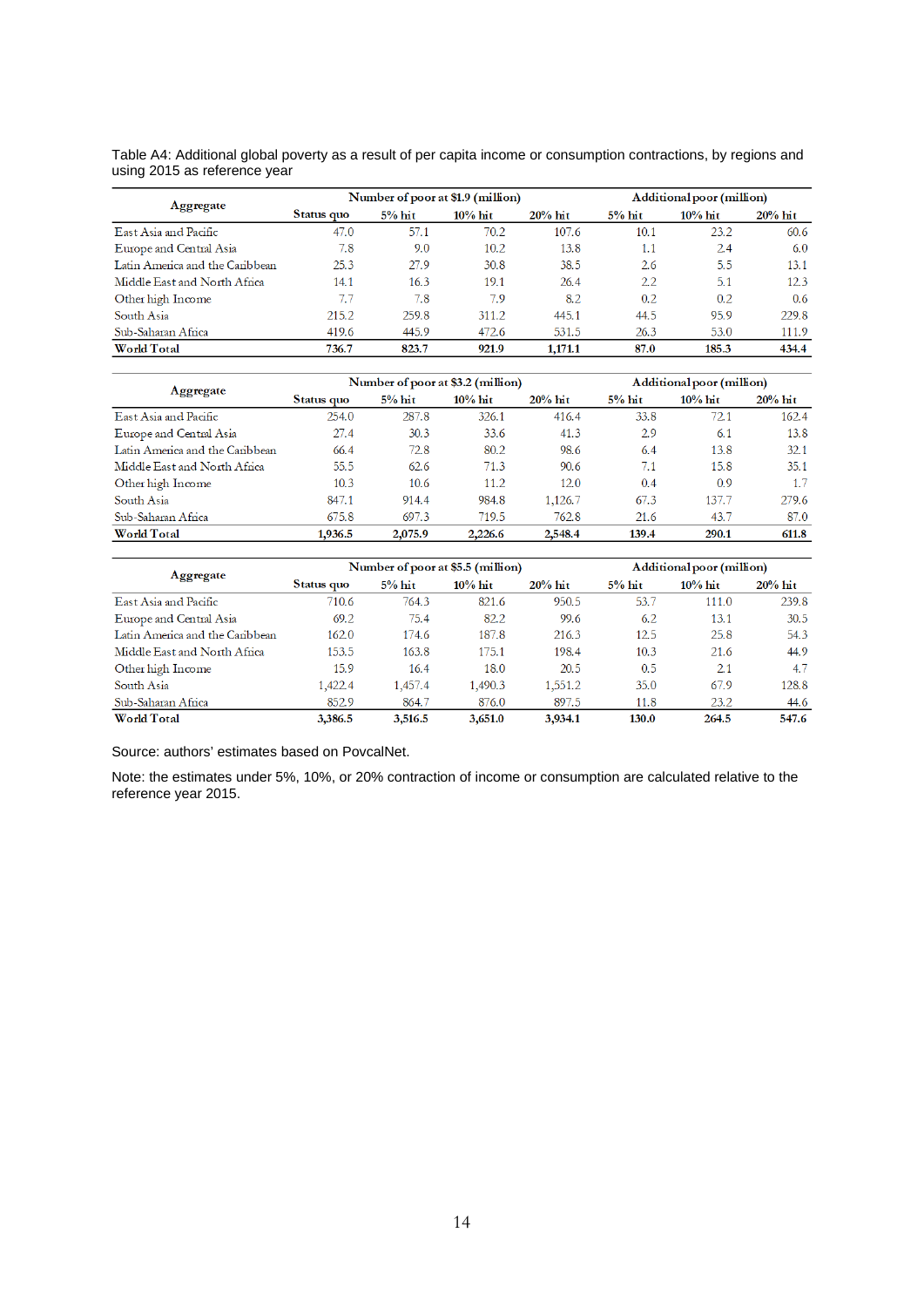Table A4: Additional global poverty as a result of per capita income or consumption contractions, by regions and using 2015 as reference year

| Aggregate | Number of poor at $1.9 (million) | | | | Additional poor (million) | | |
|---|---|---|---|---|---|---|---|
| | Status quo | 5% hit | 10% hit | 20% hit | 5% hit | 10% hit | 20% hit |
| East Asia and Pacific | 47.0 | 57.1 | 70.2 | 107.6 | 10.1 | 23.2 | 60.6 |
| Europe and Central Asia | 7.8 | 9.0 | 10.2 | 13.8 | 1.1 | 2.4 | 6.0 |
| Latin America and the Caribbean | 25.3 | 27.9 | 30.8 | 38.5 | 2.6 | 5.5 | 13.1 |
| Middle East and North Africa | 14.1 | 16.3 | 19.1 | 26.4 | 2.2 | 5.1 | 12.3 |
| Other high Income | 7.7 | 7.8 | 7.9 | 8.2 | 0.2 | 0.2 | 0.6 |
| South Asia | 215.2 | 259.8 | 311.2 | 445.1 | 44.5 | 95.9 | 229.8 |
| Sub-Saharan Africa | 419.6 | 445.9 | 472.6 | 531.5 | 26.3 | 53.0 | 111.9 |
| **World Total** | **736.7** | **823.7** | **921.9** | **1,171.1** | **87.0** | **185.3** | **434.4** |

| Aggregate | Number of poor at $3.2 (million) | | | | Additional poor (million) | | |
|---|---|---|---|---|---|---|---|
| | Status quo | 5% hit | 10% hit | 20% hit | 5% hit | 10% hit | 20% hit |
| East Asia and Pacific | 254.0 | 287.8 | 326.1 | 416.4 | 33.8 | 72.1 | 162.4 |
| Europe and Central Asia | 27.4 | 30.3 | 33.6 | 41.3 | 2.9 | 6.1 | 13.8 |
| Latin America and the Caribbean | 66.4 | 72.8 | 80.2 | 98.6 | 6.4 | 13.8 | 32.1 |
| Middle East and North Africa | 55.5 | 62.6 | 71.3 | 90.6 | 7.1 | 15.8 | 35.1 |
| Other high Income | 10.3 | 10.6 | 11.2 | 12.0 | 0.4 | 0.9 | 1.7 |
| South Asia | 847.1 | 914.4 | 984.8 | 1,126.7 | 67.3 | 137.7 | 279.6 |
| Sub-Saharan Africa | 675.8 | 697.3 | 719.5 | 762.8 | 21.6 | 43.7 | 87.0 |
| **World Total** | **1,936.5** | **2,075.9** | **2,226.6** | **2,548.4** | **139.4** | **290.1** | **611.8** |

| Aggregate | Number of poor at $5.5 (million) | | | | Additional poor (million) | | |
|---|---|---|---|---|---|---|---|
| | Status quo | 5% hit | 10% hit | 20% hit | 5% hit | 10% hit | 20% hit |
| East Asia and Pacific | 710.6 | 764.3 | 821.6 | 950.5 | 53.7 | 111.0 | 239.8 |
| Europe and Central Asia | 69.2 | 75.4 | 82.2 | 99.6 | 6.2 | 13.1 | 30.5 |
| Latin America and the Caribbean | 162.0 | 174.6 | 187.8 | 216.3 | 12.5 | 25.8 | 54.3 |
| Middle East and North Africa | 153.5 | 163.8 | 175.1 | 198.4 | 10.3 | 21.6 | 44.9 |
| Other high Income | 15.9 | 16.4 | 18.0 | 20.5 | 0.5 | 2.1 | 4.7 |
| South Asia | 1,422.4 | 1,457.4 | 1,490.3 | 1,551.2 | 35.0 | 67.9 | 128.8 |
| Sub-Saharan Africa | 852.9 | 864.7 | 876.0 | 897.5 | 11.8 | 23.2 | 44.6 |
| **World Total** | **3,386.5** | **3,516.5** | **3,651.0** | **3,934.1** | **130.0** | **264.5** | **547.6** |

Source: authors' estimates based on PovcalNet.

Note: the estimates under 5%, 10%, or 20% contraction of income or consumption are calculated relative to the reference year 2015.